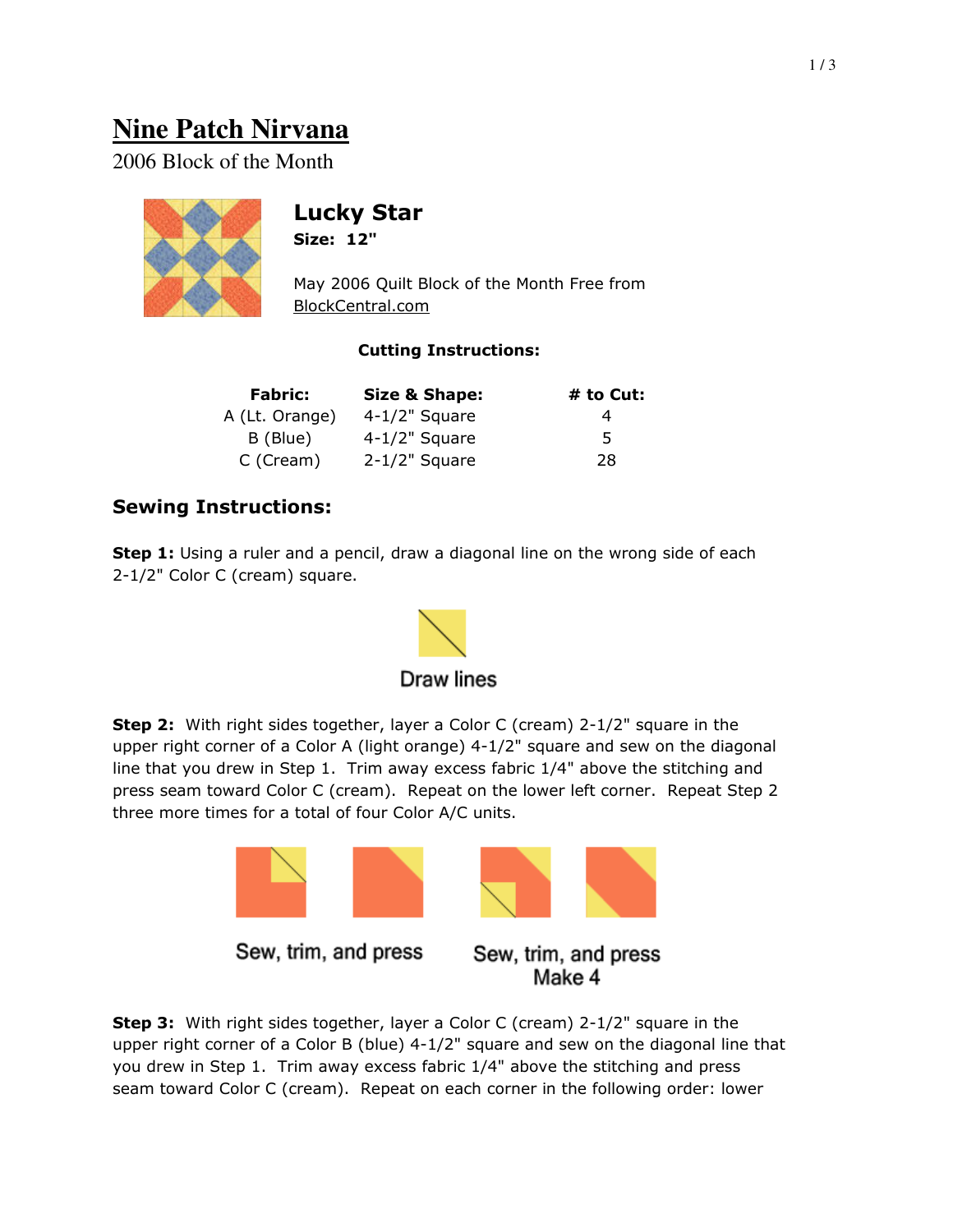# Nine Patch Nirvana

2006 Block of the Month

## Lucky Star

**Size: 12"**

May 2006 Quilt Block of the Month Free from BlockCentral.com

**Cutting Instructions:**

| Fabric: | Size & Shape: | # to Cut: |
|---|---|---|
| A (Lt. Orange) | 4-1/2" Square | 4 |
| B (Blue) | 4-1/2" Square | 5 |
| C (Cream) | 2-1/2" Square | 28 |

## Sewing Instructions:

**Step 1:** Using a ruler and a pencil, draw a diagonal line on the wrong side of each 2-1/2" Color C (cream) square.

Draw lines

**Step 2:** With right sides together, layer a Color C (cream) 2-1/2" square in the upper right corner of a Color A (light orange) 4-1/2" square and sew on the diagonal line that you drew in Step 1. Trim away excess fabric 1/4" above the stitching and press seam toward Color C (cream). Repeat on the lower left corner. Repeat Step 2 three more times for a total of four Color A/C units.

Sew, trim, and press

Sew, trim, and press
Make 4

**Step 3:** With right sides together, layer a Color C (cream) 2-1/2" square in the upper right corner of a Color B (blue) 4-1/2" square and sew on the diagonal line that you drew in Step 1. Trim away excess fabric 1/4" above the stitching and press seam toward Color C (cream). Repeat on each corner in the following order: lower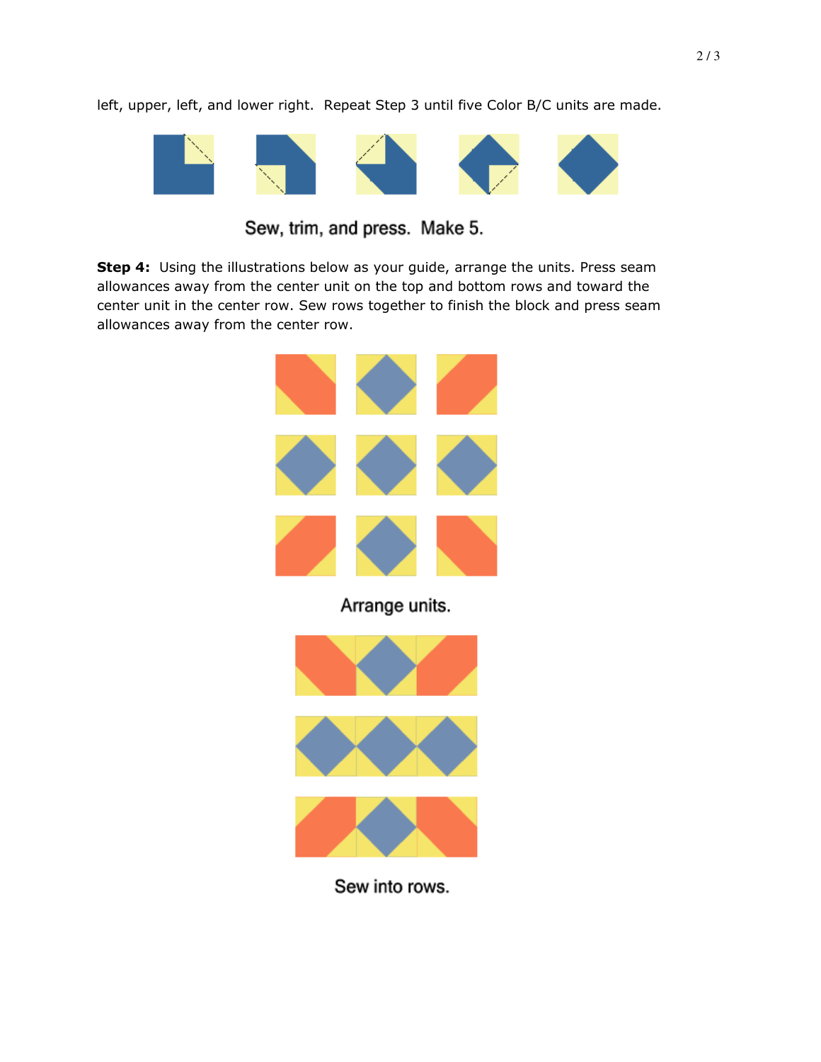left, upper, left, and lower right.  Repeat Step 3 until five Color B/C units are made.

Sew, trim, and press.  Make 5.

**Step 4:** Using the illustrations below as your guide, arrange the units. Press seam allowances away from the center unit on the top and bottom rows and toward the center unit in the center row. Sew rows together to finish the block and press seam allowances away from the center row.

Arrange units.

Sew into rows.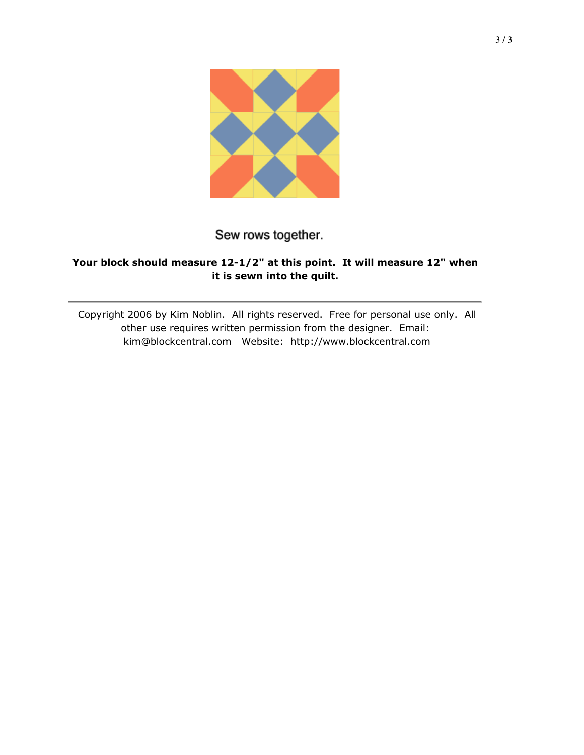Sew rows together.

**Your block should measure 12-1/2" at this point. It will measure 12" when it is sewn into the quilt.**

---

Copyright 2006 by Kim Noblin. All rights reserved. Free for personal use only. All other use requires written permission from the designer. Email: kim@blockcentral.com Website: http://www.blockcentral.com